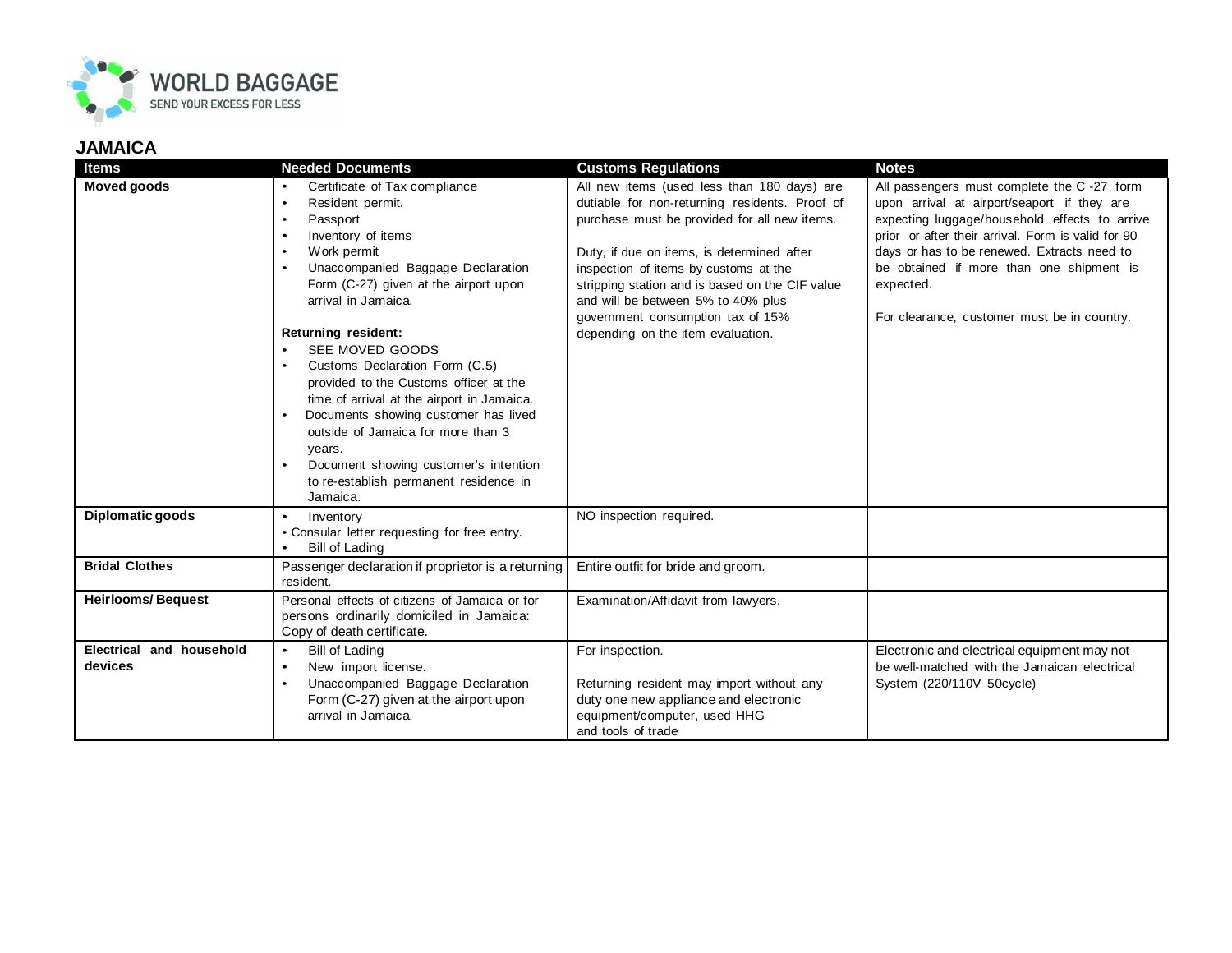WORLD BAGGAGE
SEND YOUR EXCESS FOR LESS

## JAMAICA

| Items | Needed Documents | Customs Regulations | Notes |
|---|---|---|---|
| **Moved goods** | • Certificate of Tax compliance<br>• Resident permit.<br>• Passport<br>• Inventory of items<br>• Work permit<br>• Unaccompanied Baggage Declaration Form (C-27) given at the airport upon arrival in Jamaica.<br><br>**Returning resident:**<br>• SEE MOVED GOODS<br>• Customs Declaration Form (C.5) provided to the Customs officer at the time of arrival at the airport in Jamaica.<br>• Documents showing customer has lived outside of Jamaica for more than 3 years.<br>• Document showing customer's intention to re-establish permanent residence in Jamaica. | All new items (used less than 180 days) are dutiable for non-returning residents. Proof of purchase must be provided for all new items.<br><br>Duty, if due on items, is determined after inspection of items by customs at the stripping station and is based on the CIF value and will be between 5% to 40% plus government consumption tax of 15% depending on the item evaluation. | All passengers must complete the C -27 form upon arrival at airport/seaport if they are expecting luggage/household effects to arrive prior or after their arrival. Form is valid for 90 days or has to be renewed. Extracts need to be obtained if more than one shipment is expected.<br><br>For clearance, customer must be in country. |
| **Diplomatic goods** | • Inventory<br>• Consular letter requesting for free entry.<br>• Bill of Lading | NO inspection required. | |
| **Bridal Clothes** | Passenger declaration if proprietor is a returning resident. | Entire outfit for bride and groom. | |
| **Heirlooms/ Bequest** | Personal effects of citizens of Jamaica or for persons ordinarily domiciled in Jamaica: Copy of death certificate. | Examination/Affidavit from lawyers. | |
| **Electrical and household devices** | • Bill of Lading<br>• New import license.<br>• Unaccompanied Baggage Declaration Form (C-27) given at the airport upon arrival in Jamaica. | For inspection.<br><br>Returning resident may import without any duty one new appliance and electronic equipment/computer, used HHG and tools of trade | Electronic and electrical equipment may not be well-matched with the Jamaican electrical System (220/110V 50cycle) |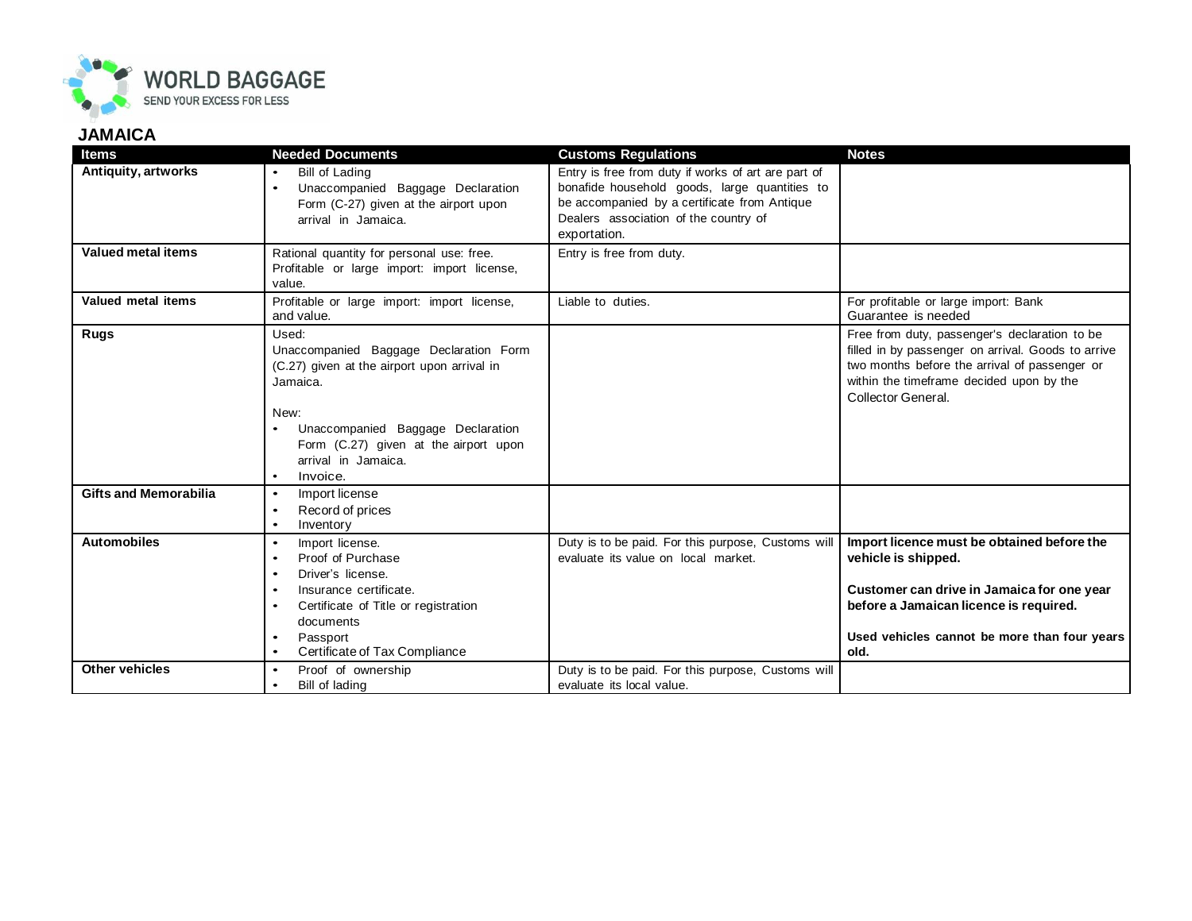## JAMAICA

| Items | Needed Documents | Customs Regulations | Notes |
|---|---|---|---|
| **Antiquity, artworks** | • Bill of Lading<br>• Unaccompanied Baggage Declaration Form (C-27) given at the airport upon arrival in Jamaica. | Entry is free from duty if works of art are part of bonafide household goods, large quantities to be accompanied by a certificate from Antique Dealers association of the country of exportation. | |
| **Valued metal items** | Rational quantity for personal use: free.<br>Profitable or large import: import license, value. | Entry is free from duty. | |
| **Valued metal items** | Profitable or large import: import license, and value. | Liable to duties. | For profitable or large import: Bank Guarantee is needed |
| **Rugs** | Used:<br>Unaccompanied Baggage Declaration Form (C.27) given at the airport upon arrival in Jamaica.<br><br>New:<br>• Unaccompanied Baggage Declaration Form (C.27) given at the airport upon arrival in Jamaica.<br>• Invoice. | | Free from duty, passenger's declaration to be filled in by passenger on arrival. Goods to arrive two months before the arrival of passenger or within the timeframe decided upon by the Collector General. |
| **Gifts and Memorabilia** | • Import license<br>• Record of prices<br>• Inventory | | |
| **Automobiles** | • Import license.<br>• Proof of Purchase<br>• Driver's license.<br>• Insurance certificate.<br>• Certificate of Title or registration documents<br>• Passport<br>• Certificate of Tax Compliance | Duty is to be paid. For this purpose, Customs will evaluate its value on local market. | **Import licence must be obtained before the vehicle is shipped.**<br><br>**Customer can drive in Jamaica for one year before a Jamaican licence is required.**<br><br>**Used vehicles cannot be more than four years old.** |
| **Other vehicles** | • Proof of ownership<br>• Bill of lading | Duty is to be paid. For this purpose, Customs will evaluate its local value. | |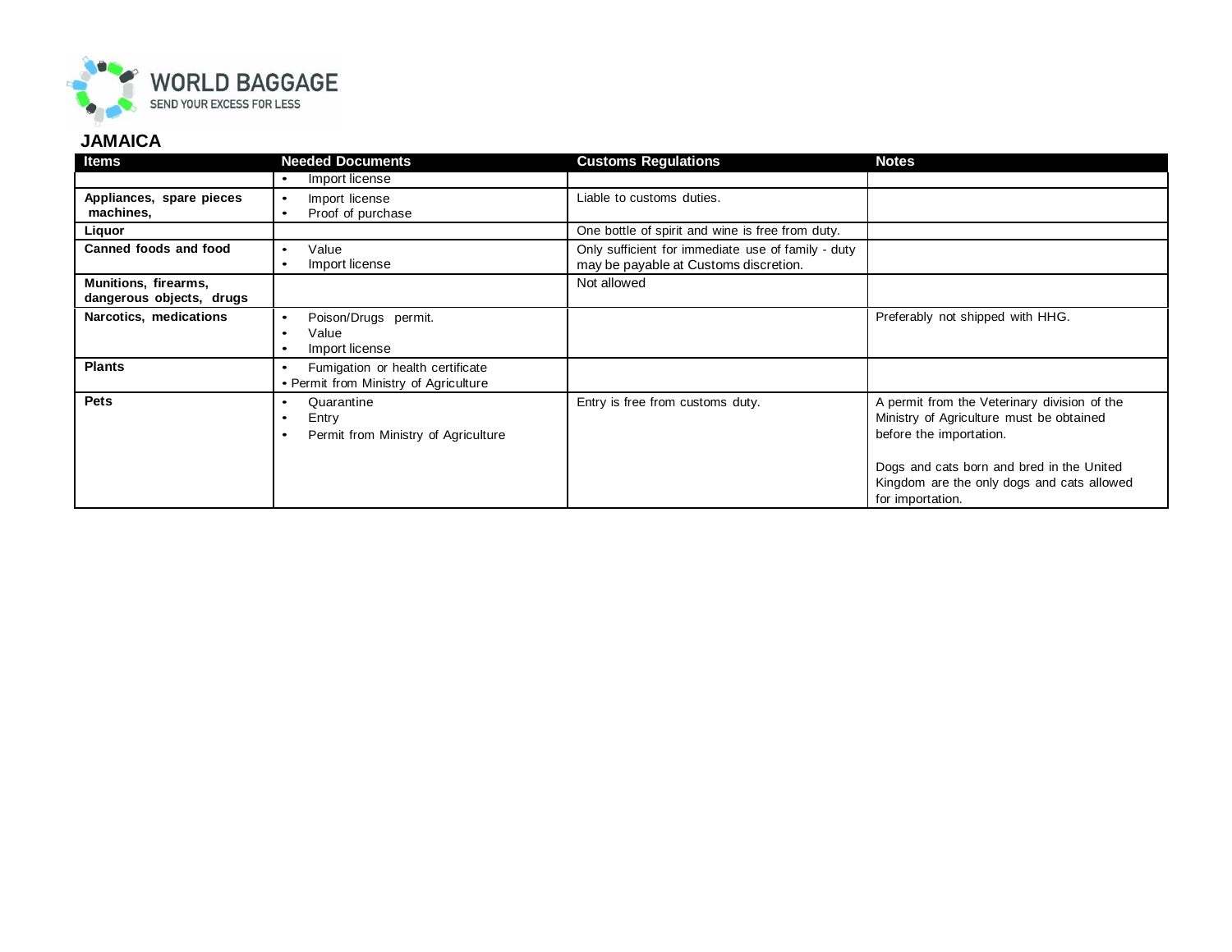# JAMAICA

| Items | Needed Documents | Customs Regulations | Notes |
|---|---|---|---|
| | • Import license | | |
| **Appliances, spare pieces machines,** | • Import license<br>• Proof of purchase | Liable to customs duties. | |
| **Liquor** | | One bottle of spirit and wine is free from duty. | |
| **Canned foods and food** | • Value<br>• Import license | Only sufficient for immediate use of family - duty may be payable at Customs discretion. | |
| **Munitions, firearms, dangerous objects, drugs** | | Not allowed | |
| **Narcotics, medications** | • Poison/Drugs permit.<br>• Value<br>• Import license | | Preferably not shipped with HHG. |
| **Plants** | • Fumigation or health certificate<br>• Permit from Ministry of Agriculture | | |
| **Pets** | • Quarantine<br>• Entry<br>• Permit from Ministry of Agriculture | Entry is free from customs duty. | A permit from the Veterinary division of the Ministry of Agriculture must be obtained before the importation.<br><br>Dogs and cats born and bred in the United Kingdom are the only dogs and cats allowed for importation. |